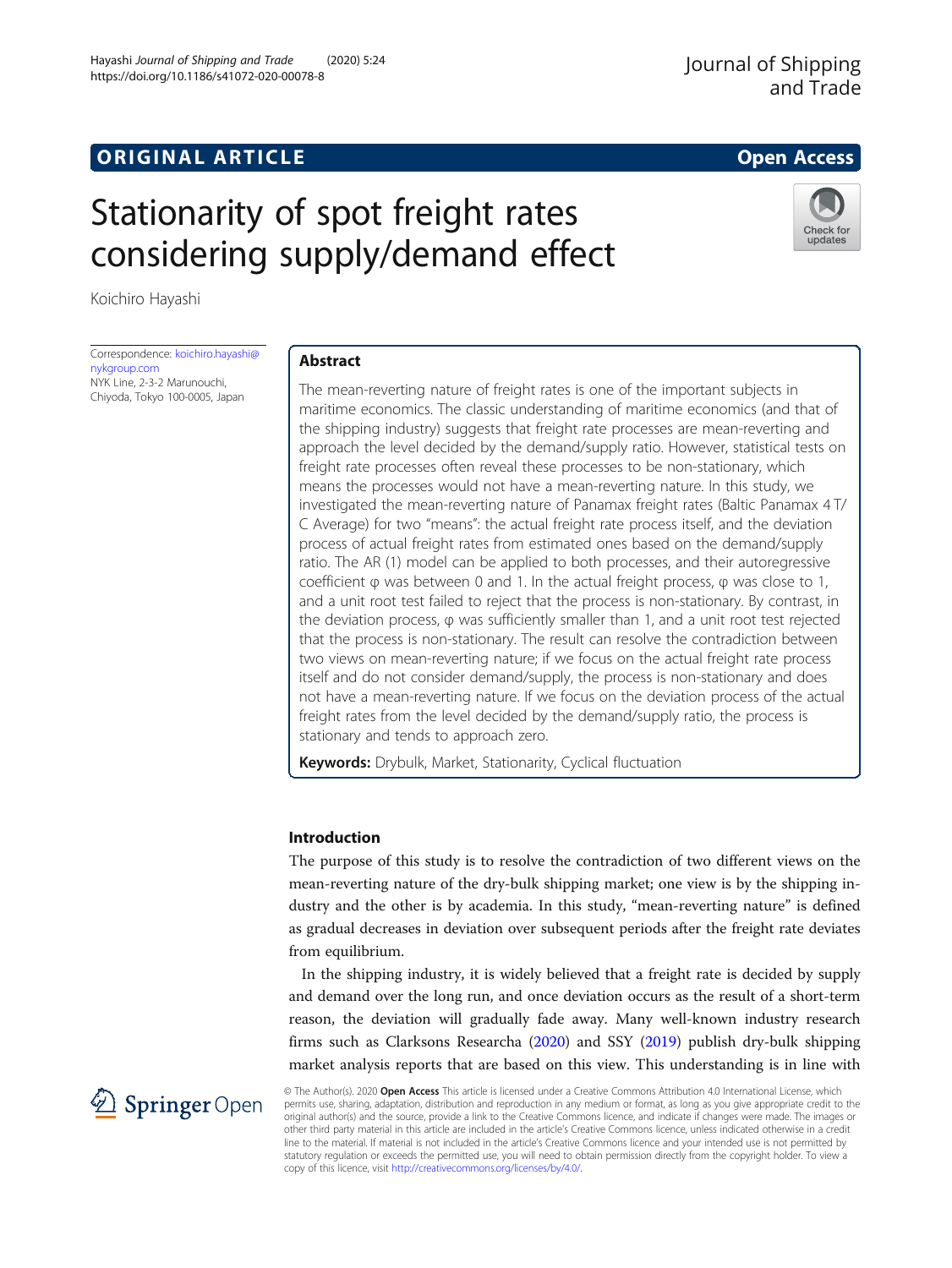ORIGINAL ARTICLE

Open Access

# Stationarity of spot freight rates considering supply/demand effect

Koichiro Hayashi

Correspondence: koichiro.hayashi@nykgroup.com
NYK Line, 2-3-2 Marunouchi, Chiyoda, Tokyo 100-0005, Japan

## Abstract

The mean-reverting nature of freight rates is one of the important subjects in maritime economics. The classic understanding of maritime economics (and that of the shipping industry) suggests that freight rate processes are mean-reverting and approach the level decided by the demand/supply ratio. However, statistical tests on freight rate processes often reveal these processes to be non-stationary, which means the processes would not have a mean-reverting nature. In this study, we investigated the mean-reverting nature of Panamax freight rates (Baltic Panamax 4 T/C Average) for two "means": the actual freight rate process itself, and the deviation process of actual freight rates from estimated ones based on the demand/supply ratio. The AR (1) model can be applied to both processes, and their autoregressive coefficient φ was between 0 and 1. In the actual freight process, φ was close to 1, and a unit root test failed to reject that the process is non-stationary. By contrast, in the deviation process, φ was sufficiently smaller than 1, and a unit root test rejected that the process is non-stationary. The result can resolve the contradiction between two views on mean-reverting nature; if we focus on the actual freight rate process itself and do not consider demand/supply, the process is non-stationary and does not have a mean-reverting nature. If we focus on the deviation process of the actual freight rates from the level decided by the demand/supply ratio, the process is stationary and tends to approach zero.

**Keywords:** Drybulk, Market, Stationarity, Cyclical fluctuation

## Introduction

The purpose of this study is to resolve the contradiction of two different views on the mean-reverting nature of the dry-bulk shipping market; one view is by the shipping industry and the other is by academia. In this study, "mean-reverting nature" is defined as gradual decreases in deviation over subsequent periods after the freight rate deviates from equilibrium.

In the shipping industry, it is widely believed that a freight rate is decided by supply and demand over the long run, and once deviation occurs as the result of a short-term reason, the deviation will gradually fade away. Many well-known industry research firms such as Clarksons Researcha (2020) and SSY (2019) publish dry-bulk shipping market analysis reports that are based on this view. This understanding is in line with

© The Author(s). 2020 **Open Access** This article is licensed under a Creative Commons Attribution 4.0 International License, which permits use, sharing, adaptation, distribution and reproduction in any medium or format, as long as you give appropriate credit to the original author(s) and the source, provide a link to the Creative Commons licence, and indicate if changes were made. The images or other third party material in this article are included in the article's Creative Commons licence, unless indicated otherwise in a credit line to the material. If material is not included in the article's Creative Commons licence and your intended use is not permitted by statutory regulation or exceeds the permitted use, you will need to obtain permission directly from the copyright holder. To view a copy of this licence, visit http://creativecommons.org/licenses/by/4.0/.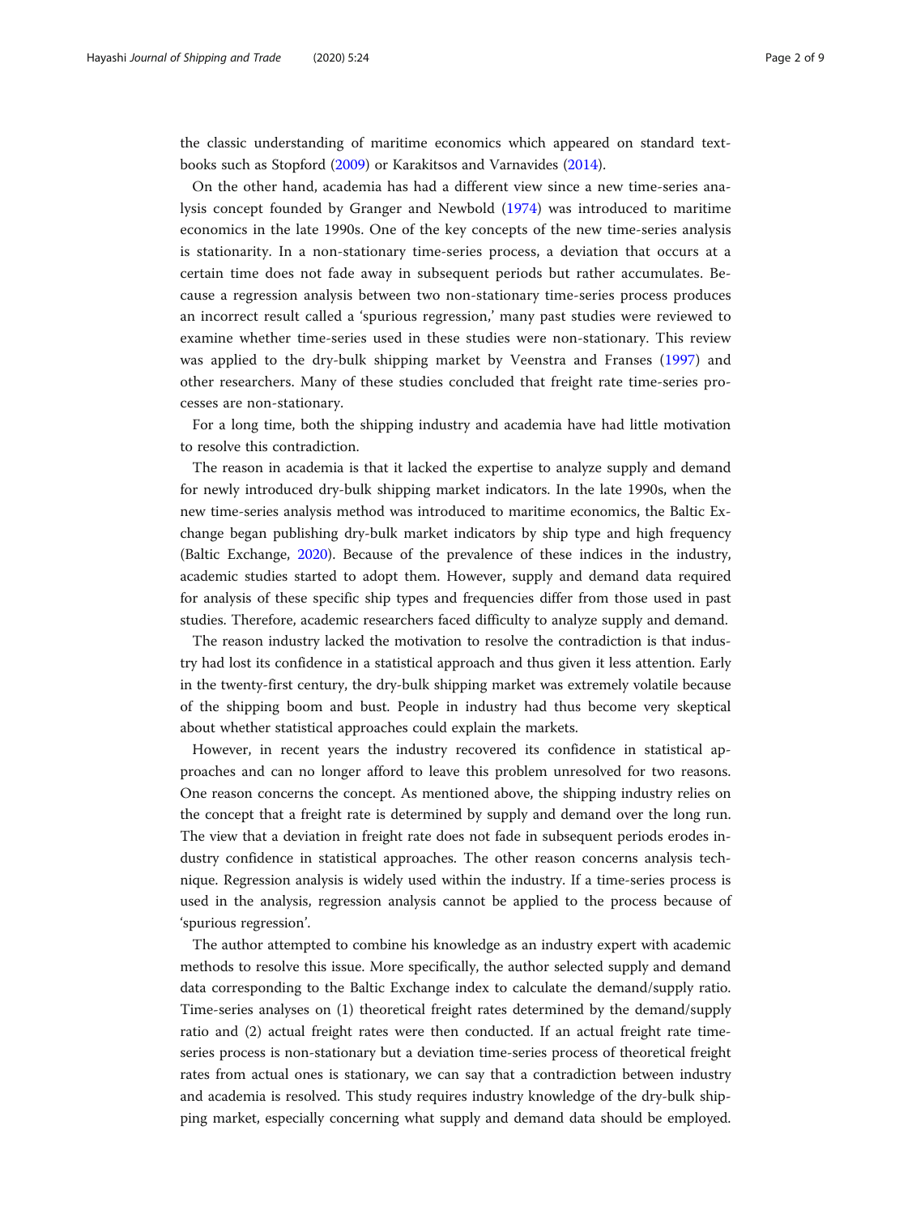the classic understanding of maritime economics which appeared on standard textbooks such as Stopford (2009) or Karakitsos and Varnavides (2014).

On the other hand, academia has had a different view since a new time-series analysis concept founded by Granger and Newbold (1974) was introduced to maritime economics in the late 1990s. One of the key concepts of the new time-series analysis is stationarity. In a non-stationary time-series process, a deviation that occurs at a certain time does not fade away in subsequent periods but rather accumulates. Because a regression analysis between two non-stationary time-series process produces an incorrect result called a 'spurious regression,' many past studies were reviewed to examine whether time-series used in these studies were non-stationary. This review was applied to the dry-bulk shipping market by Veenstra and Franses (1997) and other researchers. Many of these studies concluded that freight rate time-series processes are non-stationary.

For a long time, both the shipping industry and academia have had little motivation to resolve this contradiction.

The reason in academia is that it lacked the expertise to analyze supply and demand for newly introduced dry-bulk shipping market indicators. In the late 1990s, when the new time-series analysis method was introduced to maritime economics, the Baltic Exchange began publishing dry-bulk market indicators by ship type and high frequency (Baltic Exchange, 2020). Because of the prevalence of these indices in the industry, academic studies started to adopt them. However, supply and demand data required for analysis of these specific ship types and frequencies differ from those used in past studies. Therefore, academic researchers faced difficulty to analyze supply and demand.

The reason industry lacked the motivation to resolve the contradiction is that industry had lost its confidence in a statistical approach and thus given it less attention. Early in the twenty-first century, the dry-bulk shipping market was extremely volatile because of the shipping boom and bust. People in industry had thus become very skeptical about whether statistical approaches could explain the markets.

However, in recent years the industry recovered its confidence in statistical approaches and can no longer afford to leave this problem unresolved for two reasons. One reason concerns the concept. As mentioned above, the shipping industry relies on the concept that a freight rate is determined by supply and demand over the long run. The view that a deviation in freight rate does not fade in subsequent periods erodes industry confidence in statistical approaches. The other reason concerns analysis technique. Regression analysis is widely used within the industry. If a time-series process is used in the analysis, regression analysis cannot be applied to the process because of 'spurious regression'.

The author attempted to combine his knowledge as an industry expert with academic methods to resolve this issue. More specifically, the author selected supply and demand data corresponding to the Baltic Exchange index to calculate the demand/supply ratio. Time-series analyses on (1) theoretical freight rates determined by the demand/supply ratio and (2) actual freight rates were then conducted. If an actual freight rate time-series process is non-stationary but a deviation time-series process of theoretical freight rates from actual ones is stationary, we can say that a contradiction between industry and academia is resolved. This study requires industry knowledge of the dry-bulk shipping market, especially concerning what supply and demand data should be employed.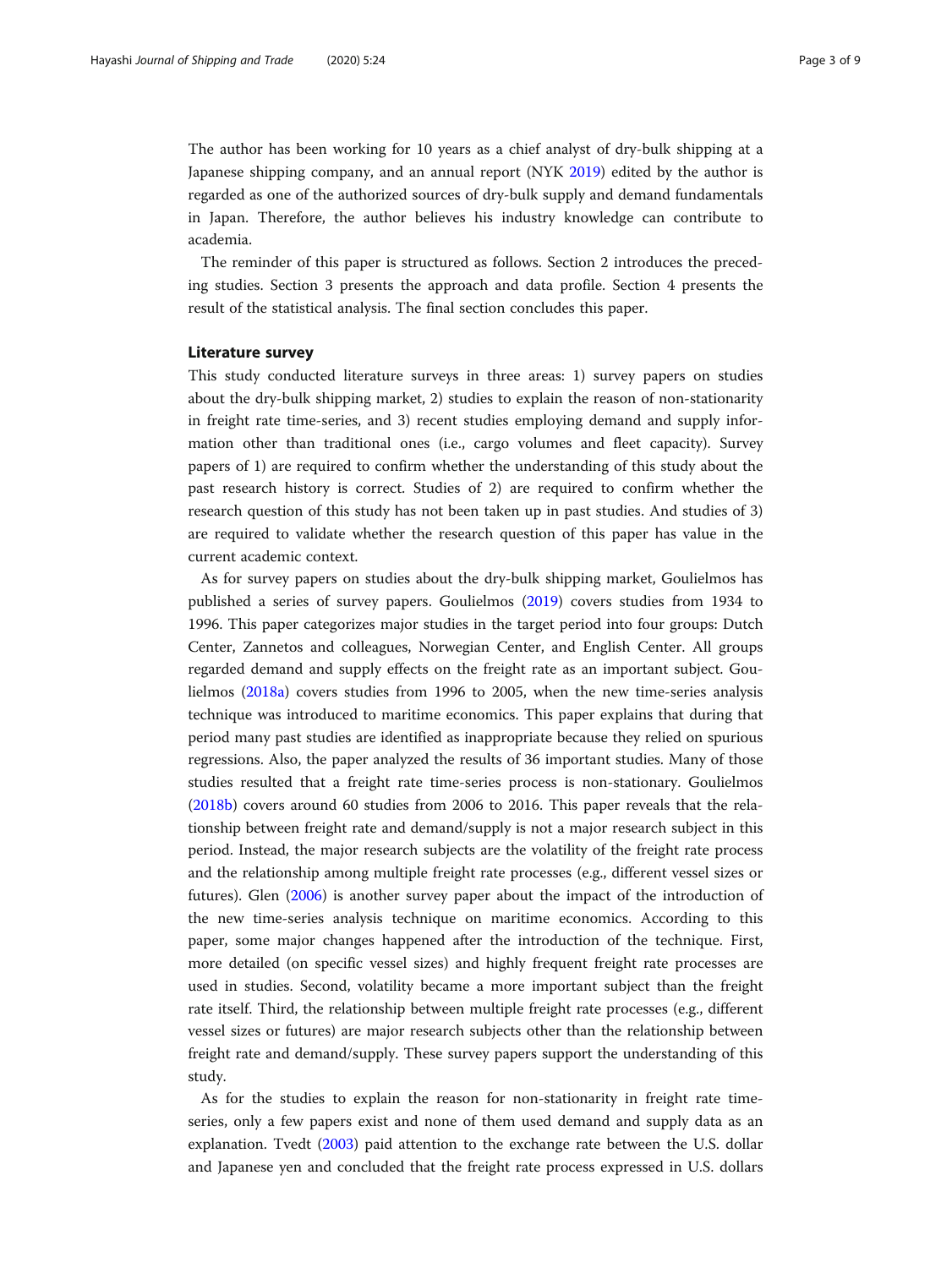The author has been working for 10 years as a chief analyst of dry-bulk shipping at a Japanese shipping company, and an annual report (NYK 2019) edited by the author is regarded as one of the authorized sources of dry-bulk supply and demand fundamentals in Japan. Therefore, the author believes his industry knowledge can contribute to academia.

The reminder of this paper is structured as follows. Section 2 introduces the preceding studies. Section 3 presents the approach and data profile. Section 4 presents the result of the statistical analysis. The final section concludes this paper.

## Literature survey

This study conducted literature surveys in three areas: 1) survey papers on studies about the dry-bulk shipping market, 2) studies to explain the reason of non-stationarity in freight rate time-series, and 3) recent studies employing demand and supply information other than traditional ones (i.e., cargo volumes and fleet capacity). Survey papers of 1) are required to confirm whether the understanding of this study about the past research history is correct. Studies of 2) are required to confirm whether the research question of this study has not been taken up in past studies. And studies of 3) are required to validate whether the research question of this paper has value in the current academic context.

As for survey papers on studies about the dry-bulk shipping market, Goulielmos has published a series of survey papers. Goulielmos (2019) covers studies from 1934 to 1996. This paper categorizes major studies in the target period into four groups: Dutch Center, Zannetos and colleagues, Norwegian Center, and English Center. All groups regarded demand and supply effects on the freight rate as an important subject. Goulielmos (2018a) covers studies from 1996 to 2005, when the new time-series analysis technique was introduced to maritime economics. This paper explains that during that period many past studies are identified as inappropriate because they relied on spurious regressions. Also, the paper analyzed the results of 36 important studies. Many of those studies resulted that a freight rate time-series process is non-stationary. Goulielmos (2018b) covers around 60 studies from 2006 to 2016. This paper reveals that the relationship between freight rate and demand/supply is not a major research subject in this period. Instead, the major research subjects are the volatility of the freight rate process and the relationship among multiple freight rate processes (e.g., different vessel sizes or futures). Glen (2006) is another survey paper about the impact of the introduction of the new time-series analysis technique on maritime economics. According to this paper, some major changes happened after the introduction of the technique. First, more detailed (on specific vessel sizes) and highly frequent freight rate processes are used in studies. Second, volatility became a more important subject than the freight rate itself. Third, the relationship between multiple freight rate processes (e.g., different vessel sizes or futures) are major research subjects other than the relationship between freight rate and demand/supply. These survey papers support the understanding of this study.

As for the studies to explain the reason for non-stationarity in freight rate time-series, only a few papers exist and none of them used demand and supply data as an explanation. Tvedt (2003) paid attention to the exchange rate between the U.S. dollar and Japanese yen and concluded that the freight rate process expressed in U.S. dollars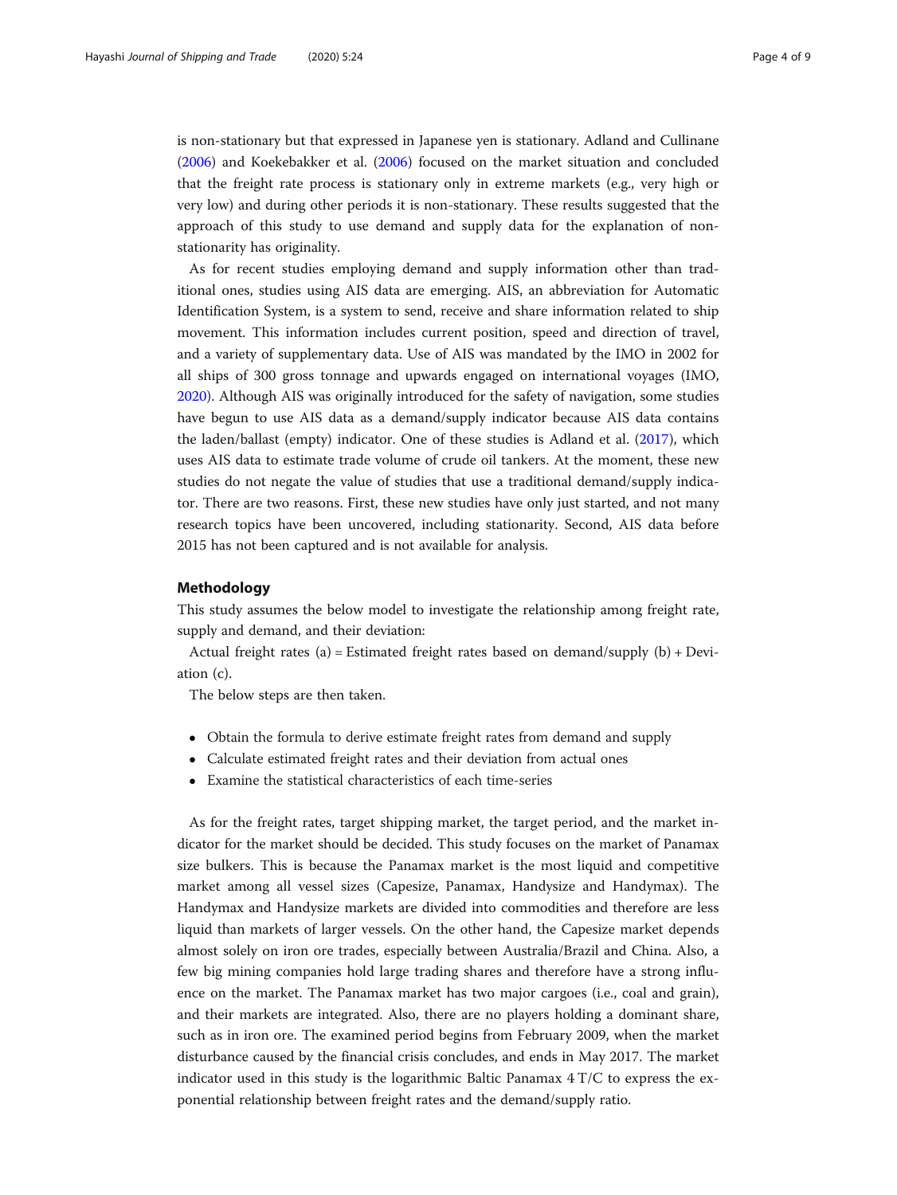is non-stationary but that expressed in Japanese yen is stationary. Adland and Cullinane (2006) and Koekebakker et al. (2006) focused on the market situation and concluded that the freight rate process is stationary only in extreme markets (e.g., very high or very low) and during other periods it is non-stationary. These results suggested that the approach of this study to use demand and supply data for the explanation of non-stationarity has originality.

As for recent studies employing demand and supply information other than traditional ones, studies using AIS data are emerging. AIS, an abbreviation for Automatic Identification System, is a system to send, receive and share information related to ship movement. This information includes current position, speed and direction of travel, and a variety of supplementary data. Use of AIS was mandated by the IMO in 2002 for all ships of 300 gross tonnage and upwards engaged on international voyages (IMO, 2020). Although AIS was originally introduced for the safety of navigation, some studies have begun to use AIS data as a demand/supply indicator because AIS data contains the laden/ballast (empty) indicator. One of these studies is Adland et al. (2017), which uses AIS data to estimate trade volume of crude oil tankers. At the moment, these new studies do not negate the value of studies that use a traditional demand/supply indicator. There are two reasons. First, these new studies have only just started, and not many research topics have been uncovered, including stationarity. Second, AIS data before 2015 has not been captured and is not available for analysis.

## Methodology

This study assumes the below model to investigate the relationship among freight rate, supply and demand, and their deviation:

Actual freight rates (a) = Estimated freight rates based on demand/supply (b) + Deviation (c).

The below steps are then taken.

- Obtain the formula to derive estimate freight rates from demand and supply
- Calculate estimated freight rates and their deviation from actual ones
- Examine the statistical characteristics of each time-series

As for the freight rates, target shipping market, the target period, and the market indicator for the market should be decided. This study focuses on the market of Panamax size bulkers. This is because the Panamax market is the most liquid and competitive market among all vessel sizes (Capesize, Panamax, Handysize and Handymax). The Handymax and Handysize markets are divided into commodities and therefore are less liquid than markets of larger vessels. On the other hand, the Capesize market depends almost solely on iron ore trades, especially between Australia/Brazil and China. Also, a few big mining companies hold large trading shares and therefore have a strong influence on the market. The Panamax market has two major cargoes (i.e., coal and grain), and their markets are integrated. Also, there are no players holding a dominant share, such as in iron ore. The examined period begins from February 2009, when the market disturbance caused by the financial crisis concludes, and ends in May 2017. The market indicator used in this study is the logarithmic Baltic Panamax 4 T/C to express the exponential relationship between freight rates and the demand/supply ratio.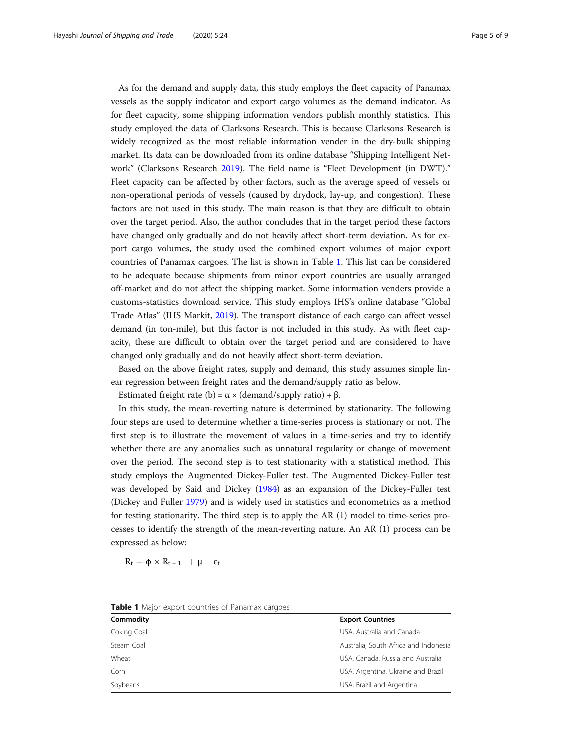As for the demand and supply data, this study employs the fleet capacity of Panamax vessels as the supply indicator and export cargo volumes as the demand indicator. As for fleet capacity, some shipping information vendors publish monthly statistics. This study employed the data of Clarksons Research. This is because Clarksons Research is widely recognized as the most reliable information vender in the dry-bulk shipping market. Its data can be downloaded from its online database "Shipping Intelligent Network" (Clarksons Research 2019). The field name is "Fleet Development (in DWT)." Fleet capacity can be affected by other factors, such as the average speed of vessels or non-operational periods of vessels (caused by drydock, lay-up, and congestion). These factors are not used in this study. The main reason is that they are difficult to obtain over the target period. Also, the author concludes that in the target period these factors have changed only gradually and do not heavily affect short-term deviation. As for export cargo volumes, the study used the combined export volumes of major export countries of Panamax cargoes. The list is shown in Table 1. This list can be considered to be adequate because shipments from minor export countries are usually arranged off-market and do not affect the shipping market. Some information venders provide a customs-statistics download service. This study employs IHS's online database "Global Trade Atlas" (IHS Markit, 2019). The transport distance of each cargo can affect vessel demand (in ton-mile), but this factor is not included in this study. As with fleet capacity, these are difficult to obtain over the target period and are considered to have changed only gradually and do not heavily affect short-term deviation.

Based on the above freight rates, supply and demand, this study assumes simple linear regression between freight rates and the demand/supply ratio as below.

Estimated freight rate (b) = $\alpha \times$ (demand/supply ratio) + $\beta$.

In this study, the mean-reverting nature is determined by stationarity. The following four steps are used to determine whether a time-series process is stationary or not. The first step is to illustrate the movement of values in a time-series and try to identify whether there are any anomalies such as unnatural regularity or change of movement over the period. The second step is to test stationarity with a statistical method. This study employs the Augmented Dickey-Fuller test. The Augmented Dickey-Fuller test was developed by Said and Dickey (1984) as an expansion of the Dickey-Fuller test (Dickey and Fuller 1979) and is widely used in statistics and econometrics as a method for testing stationarity. The third step is to apply the AR (1) model to time-series processes to identify the strength of the mean-reverting nature. An AR (1) process can be expressed as below:

$$R_t = \phi \times R_{t-1} + \mu + \varepsilon_t$$

**Table 1** Major export countries of Panamax cargoes

| Commodity | Export Countries |
| --- | --- |
| Coking Coal | USA, Australia and Canada |
| Steam Coal | Australia, South Africa and Indonesia |
| Wheat | USA, Canada, Russia and Australia |
| Corn | USA, Argentina, Ukraine and Brazil |
| Soybeans | USA, Brazil and Argentina |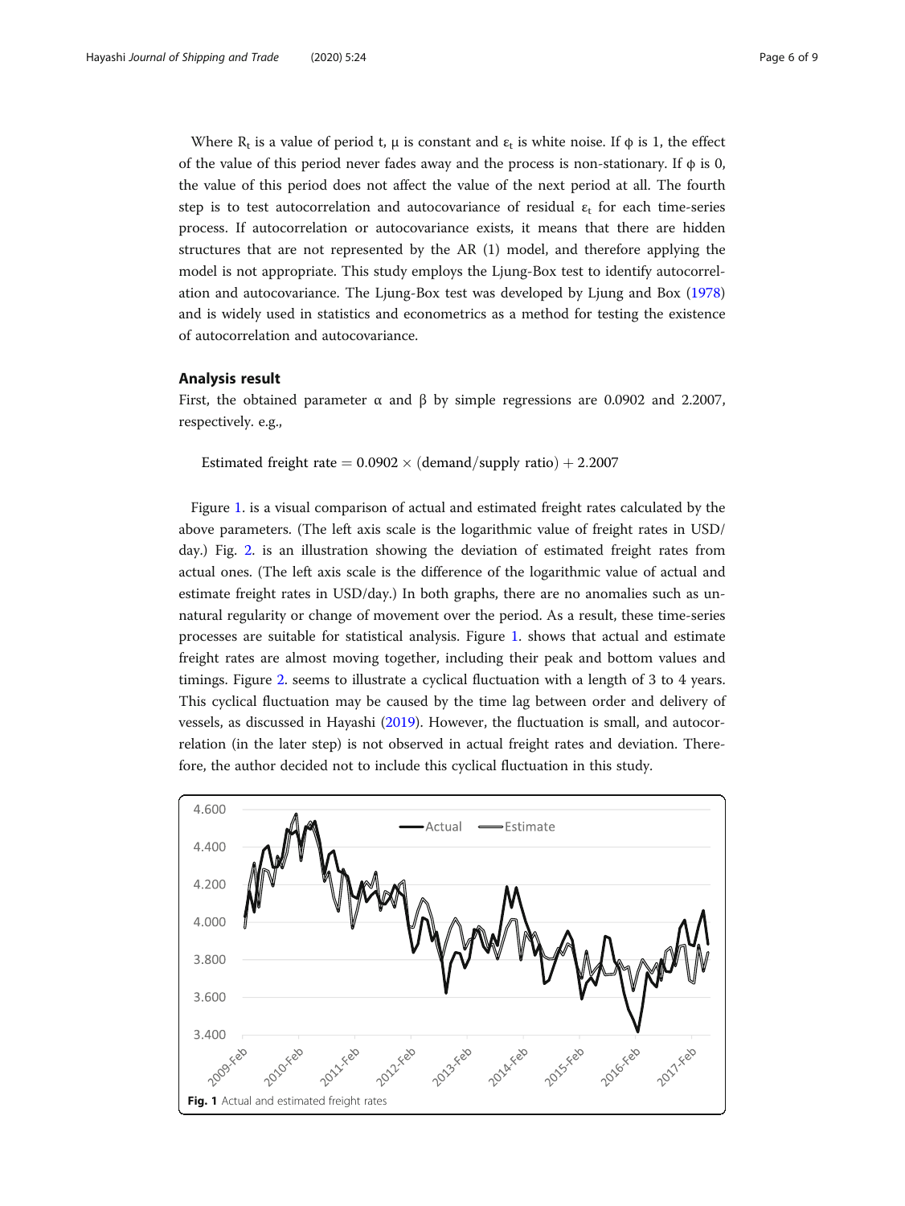Where $R_t$ is a value of period t, μ is constant and $\varepsilon_t$ is white noise. If ϕ is 1, the effect of the value of this period never fades away and the process is non-stationary. If ϕ is 0, the value of this period does not affect the value of the next period at all. The fourth step is to test autocorrelation and autocovariance of residual $\varepsilon_t$ for each time-series process. If autocorrelation or autocovariance exists, it means that there are hidden structures that are not represented by the AR (1) model, and therefore applying the model is not appropriate. This study employs the Ljung-Box test to identify autocorrelation and autocovariance. The Ljung-Box test was developed by Ljung and Box (1978) and is widely used in statistics and econometrics as a method for testing the existence of autocorrelation and autocovariance.

## Analysis result

First, the obtained parameter α and β by simple regressions are 0.0902 and 2.2007, respectively. e.g.,

$$\text{Estimated freight rate} = 0.0902 \times (\text{demand/supply ratio}) + 2.2007$$

Figure 1. is a visual comparison of actual and estimated freight rates calculated by the above parameters. (The left axis scale is the logarithmic value of freight rates in USD/day.) Fig. 2. is an illustration showing the deviation of estimated freight rates from actual ones. (The left axis scale is the difference of the logarithmic value of actual and estimate freight rates in USD/day.) In both graphs, there are no anomalies such as unnatural regularity or change of movement over the period. As a result, these time-series processes are suitable for statistical analysis. Figure 1. shows that actual and estimate freight rates are almost moving together, including their peak and bottom values and timings. Figure 2. seems to illustrate a cyclical fluctuation with a length of 3 to 4 years. This cyclical fluctuation may be caused by the time lag between order and delivery of vessels, as discussed in Hayashi (2019). However, the fluctuation is small, and autocorrelation (in the later step) is not observed in actual freight rates and deviation. Therefore, the author decided not to include this cyclical fluctuation in this study.

**Fig. 1** Actual and estimated freight rates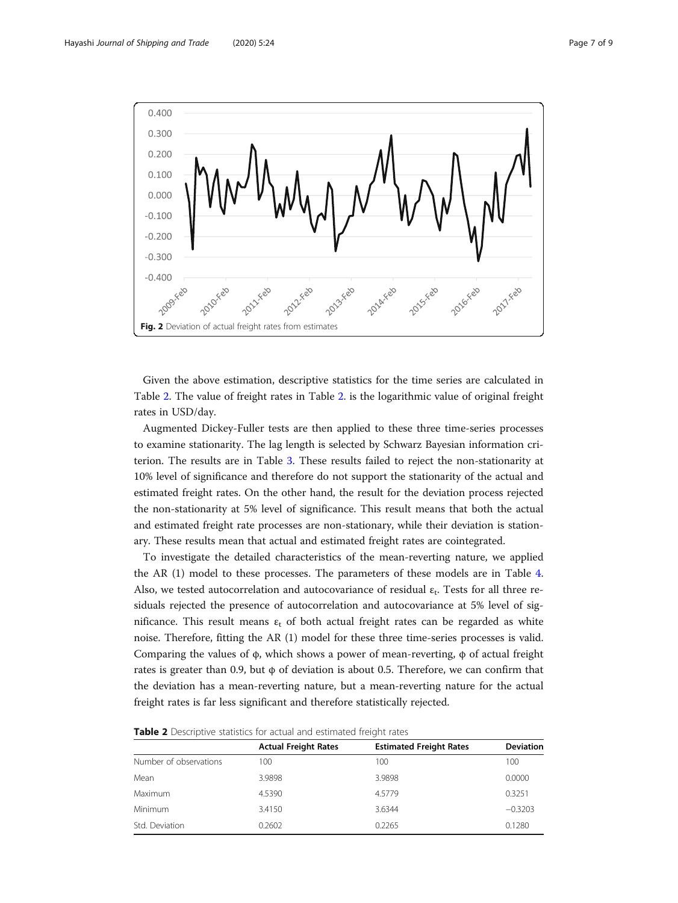**Fig. 2** Deviation of actual freight rates from estimates

Given the above estimation, descriptive statistics for the time series are calculated in Table 2. The value of freight rates in Table 2. is the logarithmic value of original freight rates in USD/day.

Augmented Dickey-Fuller tests are then applied to these three time-series processes to examine stationarity. The lag length is selected by Schwarz Bayesian information criterion. The results are in Table 3. These results failed to reject the non-stationarity at 10% level of significance and therefore do not support the stationarity of the actual and estimated freight rates. On the other hand, the result for the deviation process rejected the non-stationarity at 5% level of significance. This result means that both the actual and estimated freight rate processes are non-stationary, while their deviation is stationary. These results mean that actual and estimated freight rates are cointegrated.

To investigate the detailed characteristics of the mean-reverting nature, we applied the AR (1) model to these processes. The parameters of these models are in Table 4. Also, we tested autocorrelation and autocovariance of residual $\varepsilon_t$. Tests for all three residuals rejected the presence of autocorrelation and autocovariance at 5% level of significance. This result means $\varepsilon_t$ of both actual freight rates can be regarded as white noise. Therefore, fitting the AR (1) model for these three time-series processes is valid. Comparing the values of $\phi$, which shows a power of mean-reverting, $\phi$ of actual freight rates is greater than 0.9, but $\phi$ of deviation is about 0.5. Therefore, we can confirm that the deviation has a mean-reverting nature, but a mean-reverting nature for the actual freight rates is far less significant and therefore statistically rejected.

**Table 2** Descriptive statistics for actual and estimated freight rates

| | Actual Freight Rates | Estimated Freight Rates | Deviation |
|---|---|---|---|
| Number of observations | 100 | 100 | 100 |
| Mean | 3.9898 | 3.9898 | 0.0000 |
| Maximum | 4.5390 | 4.5779 | 0.3251 |
| Minimum | 3.4150 | 3.6344 | −0.3203 |
| Std. Deviation | 0.2602 | 0.2265 | 0.1280 |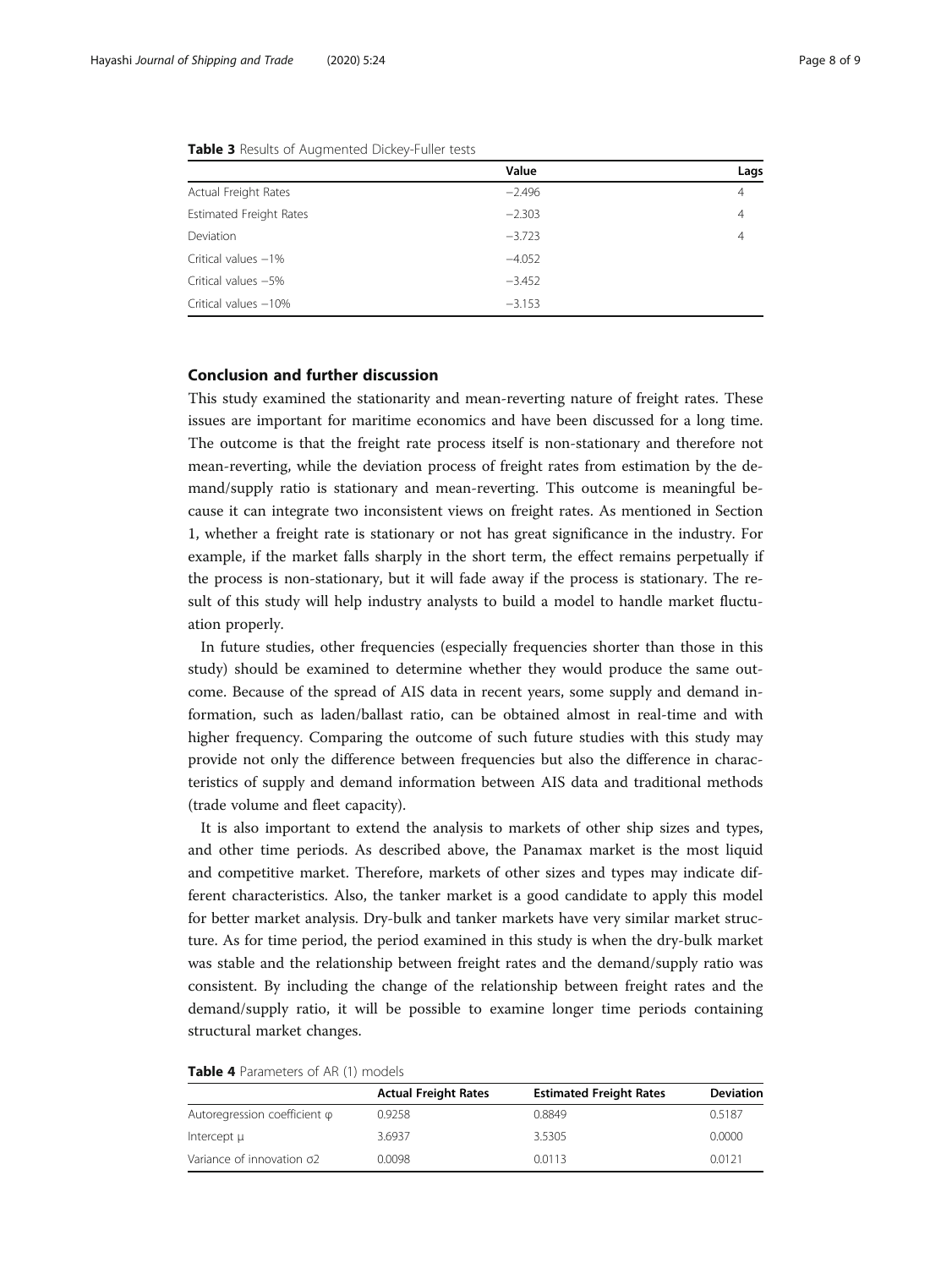**Table 3** Results of Augmented Dickey-Fuller tests

| | Value | Lags |
|---|---|---|
| Actual Freight Rates | −2.496 | 4 |
| Estimated Freight Rates | −2.303 | 4 |
| Deviation | −3.723 | 4 |
| Critical values −1% | −4.052 | |
| Critical values −5% | −3.452 | |
| Critical values −10% | −3.153 | |

## Conclusion and further discussion

This study examined the stationarity and mean-reverting nature of freight rates. These issues are important for maritime economics and have been discussed for a long time. The outcome is that the freight rate process itself is non-stationary and therefore not mean-reverting, while the deviation process of freight rates from estimation by the demand/supply ratio is stationary and mean-reverting. This outcome is meaningful because it can integrate two inconsistent views on freight rates. As mentioned in Section 1, whether a freight rate is stationary or not has great significance in the industry. For example, if the market falls sharply in the short term, the effect remains perpetually if the process is non-stationary, but it will fade away if the process is stationary. The result of this study will help industry analysts to build a model to handle market fluctuation properly.

In future studies, other frequencies (especially frequencies shorter than those in this study) should be examined to determine whether they would produce the same outcome. Because of the spread of AIS data in recent years, some supply and demand information, such as laden/ballast ratio, can be obtained almost in real-time and with higher frequency. Comparing the outcome of such future studies with this study may provide not only the difference between frequencies but also the difference in characteristics of supply and demand information between AIS data and traditional methods (trade volume and fleet capacity).

It is also important to extend the analysis to markets of other ship sizes and types, and other time periods. As described above, the Panamax market is the most liquid and competitive market. Therefore, markets of other sizes and types may indicate different characteristics. Also, the tanker market is a good candidate to apply this model for better market analysis. Dry-bulk and tanker markets have very similar market structure. As for time period, the period examined in this study is when the dry-bulk market was stable and the relationship between freight rates and the demand/supply ratio was consistent. By including the change of the relationship between freight rates and the demand/supply ratio, it will be possible to examine longer time periods containing structural market changes.

**Table 4** Parameters of AR (1) models

| | Actual Freight Rates | Estimated Freight Rates | Deviation |
|---|---|---|---|
| Autoregression coefficient $\varphi$ | 0.9258 | 0.8849 | 0.5187 |
| Intercept $\mu$ | 3.6937 | 3.5305 | 0.0000 |
| Variance of innovation $\sigma^2$ | 0.0098 | 0.0113 | 0.0121 |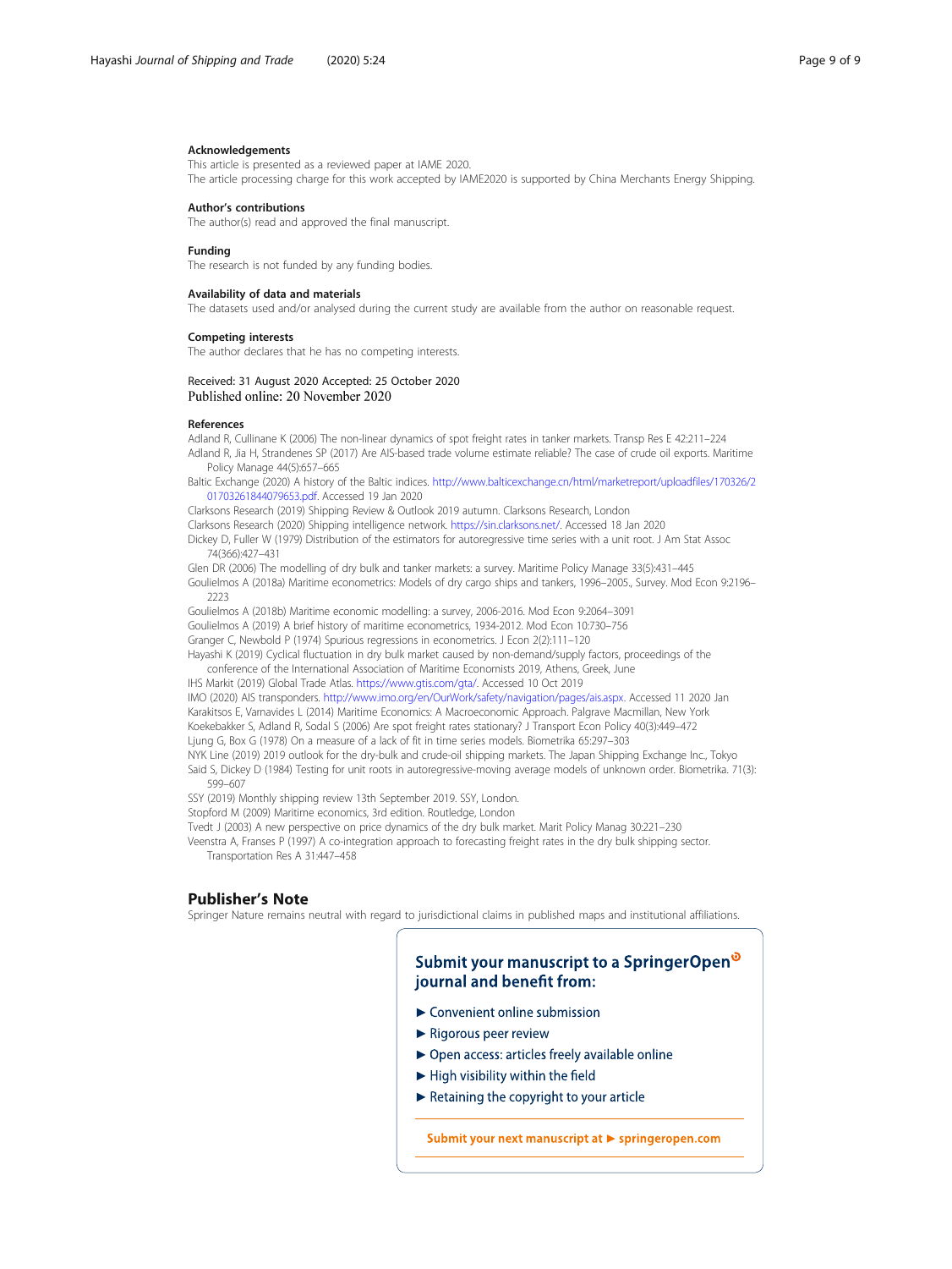### Acknowledgements

This article is presented as a reviewed paper at IAME 2020.

The article processing charge for this work accepted by IAME2020 is supported by China Merchants Energy Shipping.

### Author's contributions

The author(s) read and approved the final manuscript.

### Funding

The research is not funded by any funding bodies.

### Availability of data and materials

The datasets used and/or analysed during the current study are available from the author on reasonable request.

### Competing interests

The author declares that he has no competing interests.

Received: 31 August 2020 Accepted: 25 October 2020
Published online: 20 November 2020

### References

Adland R, Cullinane K (2006) The non-linear dynamics of spot freight rates in tanker markets. Transp Res E 42:211–224

Adland R, Jia H, Strandenes SP (2017) Are AIS-based trade volume estimate reliable? The case of crude oil exports. Maritime Policy Manage 44(5):657–665

Baltic Exchange (2020) A history of the Baltic indices. http://www.balticexchange.cn/html/marketreport/uploadfiles/170326/201703261844079653.pdf. Accessed 19 Jan 2020

Clarksons Research (2019) Shipping Review & Outlook 2019 autumn. Clarksons Research, London

Clarksons Research (2020) Shipping intelligence network. https://sin.clarksons.net/. Accessed 18 Jan 2020

Dickey D, Fuller W (1979) Distribution of the estimators for autoregressive time series with a unit root. J Am Stat Assoc 74(366):427–431

Glen DR (2006) The modelling of dry bulk and tanker markets: a survey. Maritime Policy Manage 33(5):431–445

Goulielmos A (2018a) Maritime econometrics: Models of dry cargo ships and tankers, 1996–2005., Survey. Mod Econ 9:2196–2223

Goulielmos A (2018b) Maritime economic modelling: a survey, 2006-2016. Mod Econ 9:2064–3091

Goulielmos A (2019) A brief history of maritime econometrics, 1934-2012. Mod Econ 10:730–756

Granger C, Newbold P (1974) Spurious regressions in econometrics. J Econ 2(2):111–120

Hayashi K (2019) Cyclical fluctuation in dry bulk market caused by non-demand/supply factors, proceedings of the conference of the International Association of Maritime Economists 2019, Athens, Greek, June

IHS Markit (2019) Global Trade Atlas. https://www.gtis.com/gta/. Accessed 10 Oct 2019

IMO (2020) AIS transponders. http://www.imo.org/en/OurWork/safety/navigation/pages/ais.aspx. Accessed 11 2020 Jan

Karakitsos E, Varnavides L (2014) Maritime Economics: A Macroeconomic Approach. Palgrave Macmillan, New York

Koekebakker S, Adland R, Sodal S (2006) Are spot freight rates stationary? J Transport Econ Policy 40(3):449–472

Ljung G, Box G (1978) On a measure of a lack of fit in time series models. Biometrika 65:297–303

NYK Line (2019) 2019 outlook for the dry-bulk and crude-oil shipping markets. The Japan Shipping Exchange Inc., Tokyo

Said S, Dickey D (1984) Testing for unit roots in autoregressive-moving average models of unknown order. Biometrika. 71(3):599–607

SSY (2019) Monthly shipping review 13th September 2019. SSY, London.

Stopford M (2009) Maritime economics, 3rd edition. Routledge, London

Tvedt J (2003) A new perspective on price dynamics of the dry bulk market. Marit Policy Manag 30:221–230

Veenstra A, Franses P (1997) A co-integration approach to forecasting freight rates in the dry bulk shipping sector. Transportation Res A 31:447–458

## Publisher's Note

Springer Nature remains neutral with regard to jurisdictional claims in published maps and institutional affiliations.

**Submit your manuscript to a SpringerOpen journal and benefit from:**

- ► Convenient online submission
- ► Rigorous peer review
- ► Open access: articles freely available online
- ► High visibility within the field
- ► Retaining the copyright to your article

**Submit your next manuscript at ► springeropen.com**